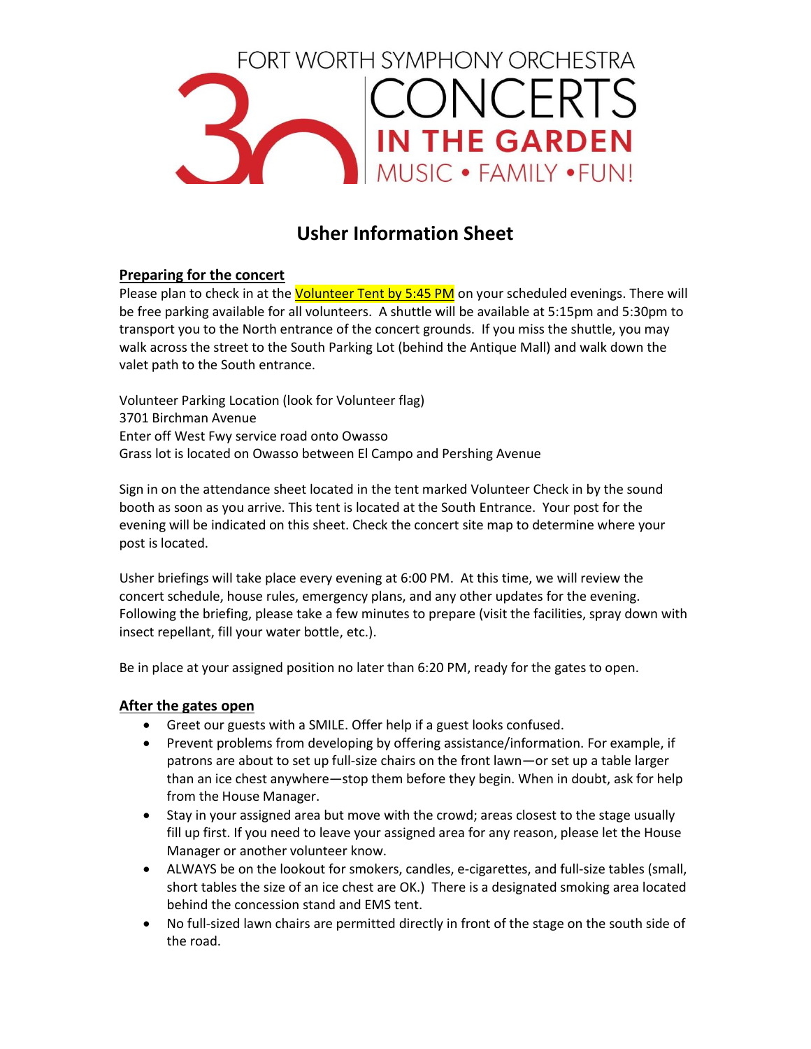FORT WORTH SYMPHONY ORCHESTRA

30 CONCERTS IN THE GARDEN

MUSIC • FAMILY • FUN!

# Usher Information Sheet

**Preparing for the concert**

Please plan to check in at the Volunteer Tent by 5:45 PM on your scheduled evenings. There will be free parking available for all volunteers. A shuttle will be available at 5:15pm and 5:30pm to transport you to the North entrance of the concert grounds. If you miss the shuttle, you may walk across the street to the South Parking Lot (behind the Antique Mall) and walk down the valet path to the South entrance.

Volunteer Parking Location (look for Volunteer flag)
3701 Birchman Avenue
Enter off West Fwy service road onto Owasso
Grass lot is located on Owasso between El Campo and Pershing Avenue

Sign in on the attendance sheet located in the tent marked Volunteer Check in by the sound booth as soon as you arrive. This tent is located at the South Entrance. Your post for the evening will be indicated on this sheet. Check the concert site map to determine where your post is located.

Usher briefings will take place every evening at 6:00 PM. At this time, we will review the concert schedule, house rules, emergency plans, and any other updates for the evening. Following the briefing, please take a few minutes to prepare (visit the facilities, spray down with insect repellant, fill your water bottle, etc.).

Be in place at your assigned position no later than 6:20 PM, ready for the gates to open.

**After the gates open**

- Greet our guests with a SMILE. Offer help if a guest looks confused.
- Prevent problems from developing by offering assistance/information. For example, if patrons are about to set up full-size chairs on the front lawn—or set up a table larger than an ice chest anywhere—stop them before they begin. When in doubt, ask for help from the House Manager.
- Stay in your assigned area but move with the crowd; areas closest to the stage usually fill up first. If you need to leave your assigned area for any reason, please let the House Manager or another volunteer know.
- ALWAYS be on the lookout for smokers, candles, e-cigarettes, and full-size tables (small, short tables the size of an ice chest are OK.) There is a designated smoking area located behind the concession stand and EMS tent.
- No full-sized lawn chairs are permitted directly in front of the stage on the south side of the road.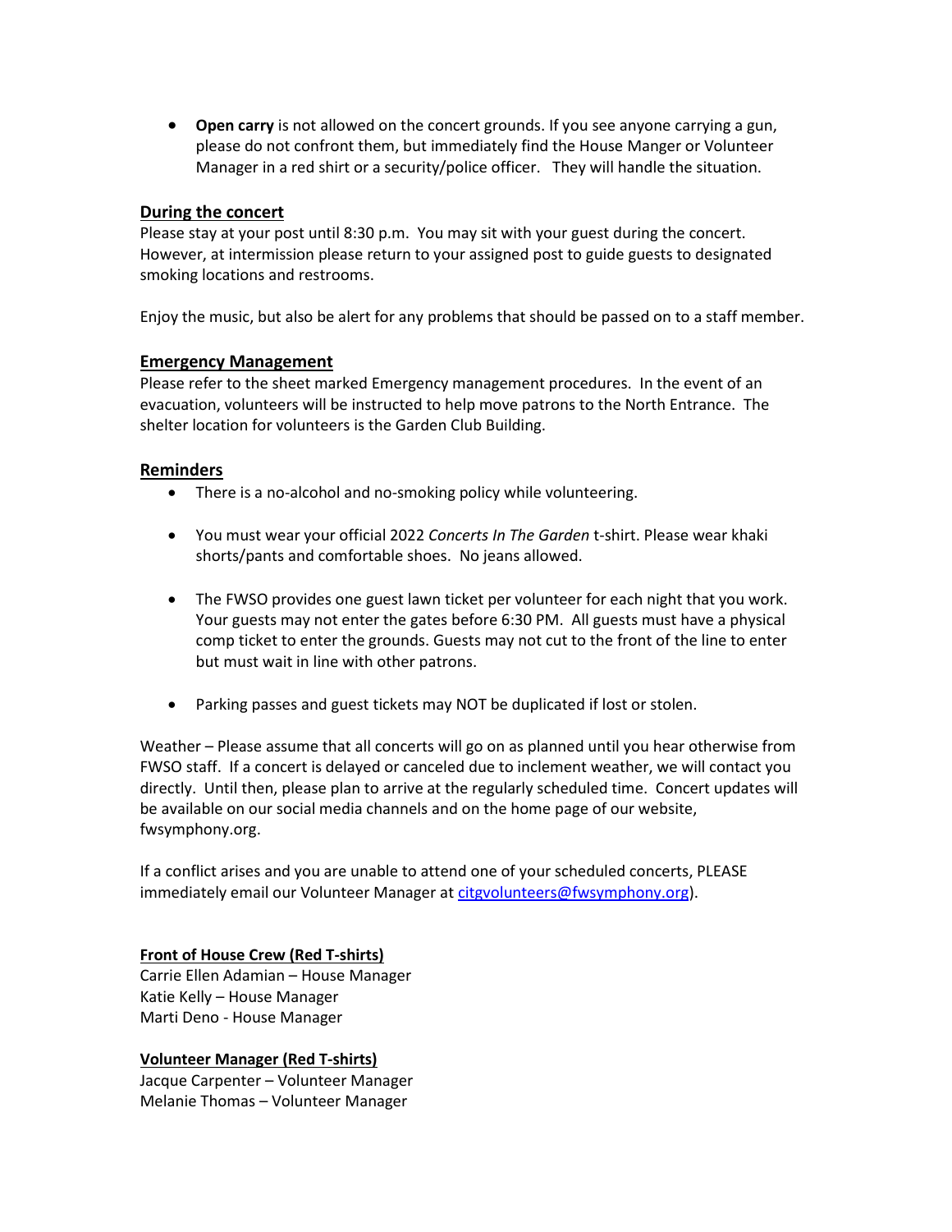- **Open carry** is not allowed on the concert grounds. If you see anyone carrying a gun, please do not confront them, but immediately find the House Manger or Volunteer Manager in a red shirt or a security/police officer. They will handle the situation.

## During the concert

Please stay at your post until 8:30 p.m. You may sit with your guest during the concert. However, at intermission please return to your assigned post to guide guests to designated smoking locations and restrooms.

Enjoy the music, but also be alert for any problems that should be passed on to a staff member.

## Emergency Management

Please refer to the sheet marked Emergency management procedures. In the event of an evacuation, volunteers will be instructed to help move patrons to the North Entrance. The shelter location for volunteers is the Garden Club Building.

## Reminders

- There is a no-alcohol and no-smoking policy while volunteering.
- You must wear your official 2022 *Concerts In The Garden* t-shirt. Please wear khaki shorts/pants and comfortable shoes. No jeans allowed.
- The FWSO provides one guest lawn ticket per volunteer for each night that you work. Your guests may not enter the gates before 6:30 PM. All guests must have a physical comp ticket to enter the grounds. Guests may not cut to the front of the line to enter but must wait in line with other patrons.
- Parking passes and guest tickets may NOT be duplicated if lost or stolen.

Weather – Please assume that all concerts will go on as planned until you hear otherwise from FWSO staff. If a concert is delayed or canceled due to inclement weather, we will contact you directly. Until then, please plan to arrive at the regularly scheduled time. Concert updates will be available on our social media channels and on the home page of our website, fwsymphony.org.

If a conflict arises and you are unable to attend one of your scheduled concerts, PLEASE immediately email our Volunteer Manager at citgvolunteers@fwsymphony.org).

**Front of House Crew (Red T-shirts)**
Carrie Ellen Adamian – House Manager
Katie Kelly – House Manager
Marti Deno - House Manager

**Volunteer Manager (Red T-shirts)**
Jacque Carpenter – Volunteer Manager
Melanie Thomas – Volunteer Manager